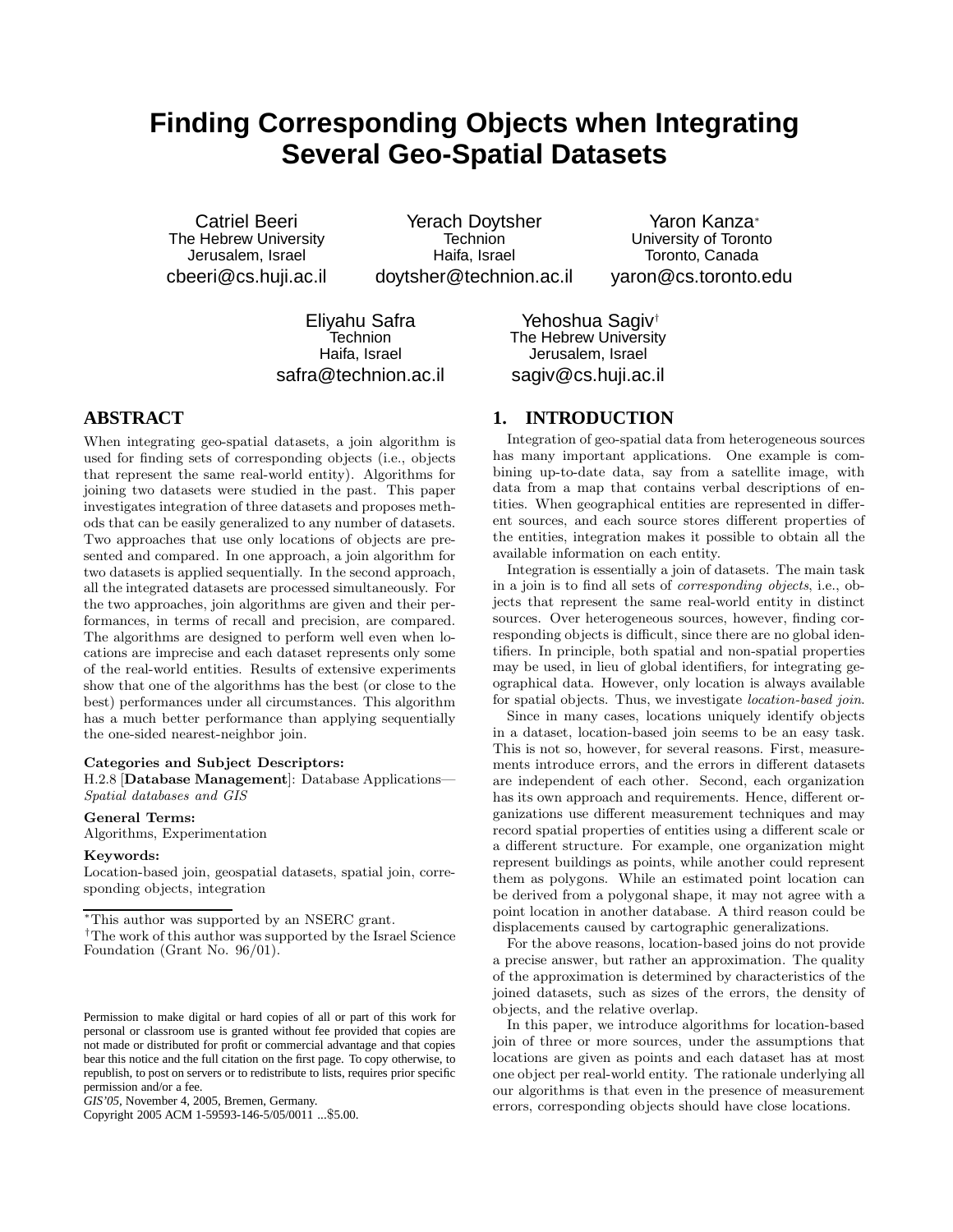# Finding Corresponding Objects when Integrating Several Geo-Spatial Datasets

Catriel Beeri
The Hebrew University
Jerusalem, Israel
cbeeri@cs.huji.ac.il

Yerach Doytsher
Technion
Haifa, Israel
doytsher@technion.ac.il

Yaron Kanza*
University of Toronto
Toronto, Canada
yaron@cs.toronto.edu

Eliyahu Safra
Technion
Haifa, Israel
safra@technion.ac.il

Yehoshua Sagiv†
The Hebrew University
Jerusalem, Israel
sagiv@cs.huji.ac.il

## ABSTRACT

When integrating geo-spatial datasets, a join algorithm is used for finding sets of corresponding objects (i.e., objects that represent the same real-world entity). Algorithms for joining two datasets were studied in the past. This paper investigates integration of three datasets and proposes methods that can be easily generalized to any number of datasets. Two approaches that use only locations of objects are presented and compared. In one approach, a join algorithm for two datasets is applied sequentially. In the second approach, all the integrated datasets are processed simultaneously. For the two approaches, join algorithms are given and their performances, in terms of recall and precision, are compared. The algorithms are designed to perform well even when locations are imprecise and each dataset represents only some of the real-world entities. Results of extensive experiments show that one of the algorithms has the best (or close to the best) performances under all circumstances. This algorithm has a much better performance than applying sequentially the one-sided nearest-neighbor join.

**Categories and Subject Descriptors:**
H.2.8 [**Database Management**]: Database Applications—*Spatial databases and GIS*

**General Terms:**
Algorithms, Experimentation

**Keywords:**
Location-based join, geospatial datasets, spatial join, corresponding objects, integration

*This author was supported by an NSERC grant.

†The work of this author was supported by the Israel Science Foundation (Grant No. 96/01).

Permission to make digital or hard copies of all or part of this work for personal or classroom use is granted without fee provided that copies are not made or distributed for profit or commercial advantage and that copies bear this notice and the full citation on the first page. To copy otherwise, to republish, to post on servers or to redistribute to lists, requires prior specific permission and/or a fee.
*GIS'05*, November 4, 2005, Bremen, Germany.
Copyright 2005 ACM 1-59593-146-5/05/0011 ...$5.00.

## 1. INTRODUCTION

Integration of geo-spatial data from heterogeneous sources has many important applications. One example is combining up-to-date data, say from a satellite image, with data from a map that contains verbal descriptions of entities. When geographical entities are represented in different sources, and each source stores different properties of the entities, integration makes it possible to obtain all the available information on each entity.

Integration is essentially a join of datasets. The main task in a join is to find all sets of *corresponding objects*, i.e., objects that represent the same real-world entity in distinct sources. Over heterogeneous sources, however, finding corresponding objects is difficult, since there are no global identifiers. In principle, both spatial and non-spatial properties may be used, in lieu of global identifiers, for integrating geographical data. However, only location is always available for spatial objects. Thus, we investigate *location-based join*.

Since in many cases, locations uniquely identify objects in a dataset, location-based join seems to be an easy task. This is not so, however, for several reasons. First, measurements introduce errors, and the errors in different datasets are independent of each other. Second, each organization has its own approach and requirements. Hence, different organizations use different measurement techniques and may record spatial properties of entities using a different scale or a different structure. For example, one organization might represent buildings as points, while another could represent them as polygons. While an estimated point location can be derived from a polygonal shape, it may not agree with a point location in another database. A third reason could be displacements caused by cartographic generalizations.

For the above reasons, location-based joins do not provide a precise answer, but rather an approximation. The quality of the approximation is determined by characteristics of the joined datasets, such as sizes of the errors, the density of objects, and the relative overlap.

In this paper, we introduce algorithms for location-based join of three or more sources, under the assumptions that locations are given as points and each dataset has at most one object per real-world entity. The rationale underlying all our algorithms is that even in the presence of measurement errors, corresponding objects should have close locations.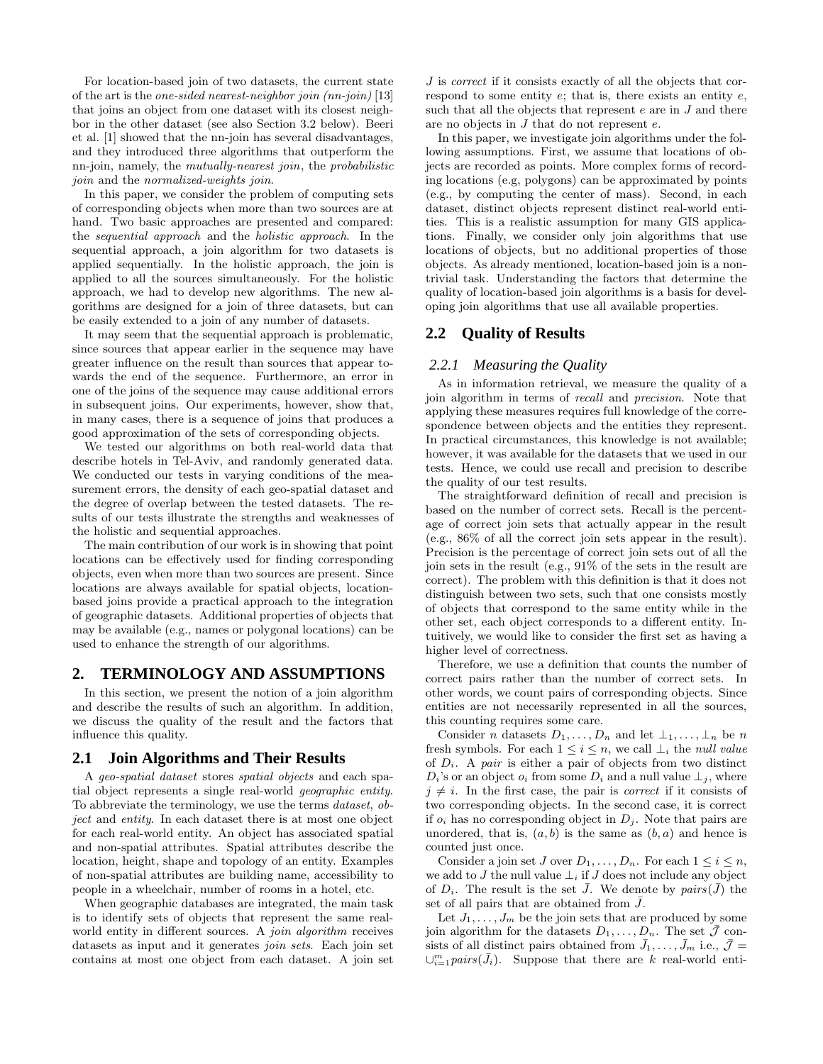For location-based join of two datasets, the current state of the art is the *one-sided nearest-neighbor join (nn-join)* [13] that joins an object from one dataset with its closest neighbor in the other dataset (see also Section 3.2 below). Beeri et al. [1] showed that the nn-join has several disadvantages, and they introduced three algorithms that outperform the nn-join, namely, the *mutually-nearest join*, the *probabilistic join* and the *normalized-weights join*.

In this paper, we consider the problem of computing sets of corresponding objects when more than two sources are at hand. Two basic approaches are presented and compared: the *sequential approach* and the *holistic approach*. In the sequential approach, a join algorithm for two datasets is applied sequentially. In the holistic approach, the join is applied to all the sources simultaneously. For the holistic approach, we had to develop new algorithms. The new algorithms are designed for a join of three datasets, but can be easily extended to a join of any number of datasets.

It may seem that the sequential approach is problematic, since sources that appear earlier in the sequence may have greater influence on the result than sources that appear towards the end of the sequence. Furthermore, an error in one of the joins of the sequence may cause additional errors in subsequent joins. Our experiments, however, show that, in many cases, there is a sequence of joins that produces a good approximation of the sets of corresponding objects.

We tested our algorithms on both real-world data that describe hotels in Tel-Aviv, and randomly generated data. We conducted our tests in varying conditions of the measurement errors, the density of each geo-spatial dataset and the degree of overlap between the tested datasets. The results of our tests illustrate the strengths and weaknesses of the holistic and sequential approaches.

The main contribution of our work is in showing that point locations can be effectively used for finding corresponding objects, even when more than two sources are present. Since locations are always available for spatial objects, location-based joins provide a practical approach to the integration of geographic datasets. Additional properties of objects that may be available (e.g., names or polygonal locations) can be used to enhance the strength of our algorithms.

# 2. TERMINOLOGY AND ASSUMPTIONS

In this section, we present the notion of a join algorithm and describe the results of such an algorithm. In addition, we discuss the quality of the result and the factors that influence this quality.

## 2.1 Join Algorithms and Their Results

A *geo-spatial dataset* stores *spatial objects* and each spatial object represents a single real-world *geographic entity*. To abbreviate the terminology, we use the terms *dataset*, *object* and *entity*. In each dataset there is at most one object for each real-world entity. An object has associated spatial and non-spatial attributes. Spatial attributes describe the location, height, shape and topology of an entity. Examples of non-spatial attributes are building name, accessibility to people in a wheelchair, number of rooms in a hotel, etc.

When geographic databases are integrated, the main task is to identify sets of objects that represent the same real-world entity in different sources. A *join algorithm* receives datasets as input and it generates *join sets*. Each join set contains at most one object from each dataset. A join set $J$ is *correct* if it consists exactly of all the objects that correspond to some entity $e$; that is, there exists an entity $e$, such that all the objects that represent $e$ are in $J$ and there are no objects in $J$ that do not represent $e$.

In this paper, we investigate join algorithms under the following assumptions. First, we assume that locations of objects are recorded as points. More complex forms of recording locations (e.g, polygons) can be approximated by points (e.g., by computing the center of mass). Second, in each dataset, distinct objects represent distinct real-world entities. This is a realistic assumption for many GIS applications. Finally, we consider only join algorithms that use locations of objects, but no additional properties of those objects. As already mentioned, location-based join is a non-trivial task. Understanding the factors that determine the quality of location-based join algorithms is a basis for developing join algorithms that use all available properties.

## 2.2 Quality of Results

### 2.2.1 Measuring the Quality

As in information retrieval, we measure the quality of a join algorithm in terms of *recall* and *precision*. Note that applying these measures requires full knowledge of the correspondence between objects and the entities they represent. In practical circumstances, this knowledge is not available; however, it was available for the datasets that we used in our tests. Hence, we could use recall and precision to describe the quality of our test results.

The straightforward definition of recall and precision is based on the number of correct sets. Recall is the percentage of correct join sets that actually appear in the result (e.g., 86% of all the correct join sets appear in the result). Precision is the percentage of correct join sets out of all the join sets in the result (e.g., 91% of the sets in the result are correct). The problem with this definition is that it does not distinguish between two sets, such that one consists mostly of objects that correspond to the same entity while in the other set, each object corresponds to a different entity. Intuitively, we would like to consider the first set as having a higher level of correctness.

Therefore, we use a definition that counts the number of correct pairs rather than the number of correct sets. In other words, we count pairs of corresponding objects. Since entities are not necessarily represented in all the sources, this counting requires some care.

Consider $n$ datasets $D_1, \ldots, D_n$ and let $\perp_1, \ldots, \perp_n$ be $n$ fresh symbols. For each $1 \le i \le n$, we call $\perp_i$ the *null value* of $D_i$. A *pair* is either a pair of objects from two distinct $D_i$'s or an object $o_i$ from some $D_i$ and a null value $\perp_j$, where $j \ne i$. In the first case, the pair is *correct* if it consists of two corresponding objects. In the second case, it is correct if $o_i$ has no corresponding object in $D_j$. Note that pairs are unordered, that is, $(a, b)$ is the same as $(b, a)$ and hence is counted just once.

Consider a join set $J$ over $D_1, \ldots, D_n$. For each $1 \le i \le n$, we add to $J$ the null value $\perp_i$ if $J$ does not include any object of $D_i$. The result is the set $\bar{J}$. We denote by $pairs(\bar{J})$ the set of all pairs that are obtained from $\bar{J}$.

Let $J_1, \ldots, J_m$ be the join sets that are produced by some join algorithm for the datasets $D_1, \ldots, D_n$. The set $\bar{\mathcal{J}}$ consists of all distinct pairs obtained from $\bar{J}_1, \ldots, \bar{J}_m$ i.e., $\bar{\mathcal{J}} = \cup_{i=1}^{m} pairs(\bar{J}_i)$. Suppose that there are $k$ real-world enti-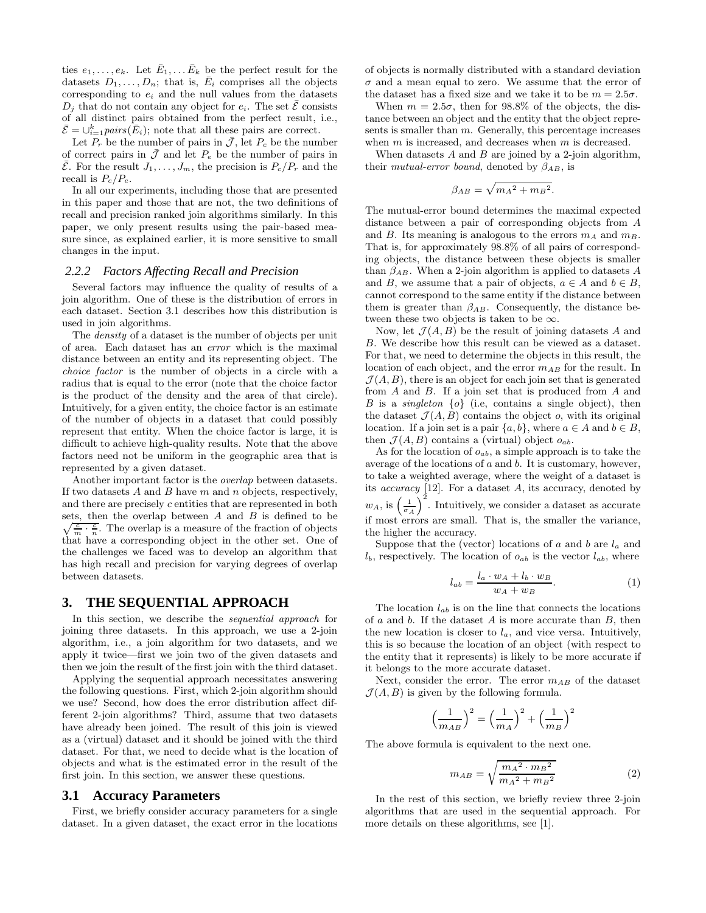ties $e_1, \ldots, e_k$. Let $\bar{E}_1, \ldots \bar{E}_k$ be the perfect result for the datasets $D_1, \ldots, D_n$; that is, $\bar{E}_i$ comprises all the objects corresponding to $e_i$ and the null values from the datasets $D_j$ that do not contain any object for $e_i$. The set $\bar{\mathcal{E}}$ consists of all distinct pairs obtained from the perfect result, i.e., $\bar{\mathcal{E}} = \cup_{i=1}^{k} pairs(\bar{E}_i)$; note that all these pairs are correct.

Let $P_r$ be the number of pairs in $\bar{\mathcal{J}}$, let $P_c$ be the number of correct pairs in $\bar{\mathcal{J}}$ and let $P_e$ be the number of pairs in $\bar{\mathcal{E}}$. For the result $J_1, \ldots, J_m$, the precision is $P_c/P_r$ and the recall is $P_c/P_e$.

In all our experiments, including those that are presented in this paper and those that are not, the two definitions of recall and precision ranked join algorithms similarly. In this paper, we only present results using the pair-based measure since, as explained earlier, it is more sensitive to small changes in the input.

### 2.2.2 Factors Affecting Recall and Precision

Several factors may influence the quality of results of a join algorithm. One of these is the distribution of errors in each dataset. Section 3.1 describes how this distribution is used in join algorithms.

The *density* of a dataset is the number of objects per unit of area. Each dataset has an *error* which is the maximal distance between an entity and its representing object. The *choice factor* is the number of objects in a circle with a radius that is equal to the error (note that the choice factor is the product of the density and the area of that circle). Intuitively, for a given entity, the choice factor is an estimate of the number of objects in a dataset that could possibly represent that entity. When the choice factor is large, it is difficult to achieve high-quality results. Note that the above factors need not be uniform in the geographic area that is represented by a given dataset.

Another important factor is the *overlap* between datasets. If two datasets $A$ and $B$ have $m$ and $n$ objects, respectively, and there are precisely $c$ entities that are represented in both sets, then the overlap between $A$ and $B$ is defined to be $\sqrt{\frac{c}{m} \cdot \frac{c}{n}}$. The overlap is a measure of the fraction of objects that have a corresponding object in the other set. One of the challenges we faced was to develop an algorithm that has high recall and precision for varying degrees of overlap between datasets.

## 3. THE SEQUENTIAL APPROACH

In this section, we describe the *sequential approach* for joining three datasets. In this approach, we use a 2-join algorithm, i.e., a join algorithm for two datasets, and we apply it twice—first we join two of the given datasets and then we join the result of the first join with the third dataset.

Applying the sequential approach necessitates answering the following questions. First, which 2-join algorithm should we use? Second, how does the error distribution affect different 2-join algorithms? Third, assume that two datasets have already been joined. The result of this join is viewed as a (virtual) dataset and it should be joined with the third dataset. For that, we need to decide what is the location of objects and what is the estimated error in the result of the first join. In this section, we answer these questions.

### 3.1 Accuracy Parameters

First, we briefly consider accuracy parameters for a single dataset. In a given dataset, the exact error in the locations of objects is normally distributed with a standard deviation $\sigma$ and a mean equal to zero. We assume that the error of the dataset has a fixed size and we take it to be $m = 2.5\sigma$.

When $m = 2.5\sigma$, then for 98.8% of the objects, the distance between an object and the entity that the object represents is smaller than $m$. Generally, this percentage increases when $m$ is increased, and decreases when $m$ is decreased.

When datasets $A$ and $B$ are joined by a 2-join algorithm, their *mutual-error bound*, denoted by $\beta_{AB}$, is

$$\beta_{AB} = \sqrt{m_A{}^2 + m_B{}^2}.$$

The mutual-error bound determines the maximal expected distance between a pair of corresponding objects from $A$ and $B$. Its meaning is analogous to the errors $m_A$ and $m_B$. That is, for approximately 98.8% of all pairs of corresponding objects, the distance between these objects is smaller than $\beta_{AB}$. When a 2-join algorithm is applied to datasets $A$ and $B$, we assume that a pair of objects, $a \in A$ and $b \in B$, cannot correspond to the same entity if the distance between them is greater than $\beta_{AB}$. Consequently, the distance between these two objects is taken to be $\infty$.

Now, let $\mathcal{J}(A, B)$ be the result of joining datasets $A$ and $B$. We describe how this result can be viewed as a dataset. For that, we need to determine the objects in this result, the location of each object, and the error $m_{AB}$ for the result. In $\mathcal{J}(A, B)$, there is an object for each join set that is generated from $A$ and $B$. If a join set that is produced from $A$ and $B$ is a *singleton* $\{o\}$ (i.e, contains a single object), then the dataset $\mathcal{J}(A, B)$ contains the object $o$, with its original location. If a join set is a pair $\{a, b\}$, where $a \in A$ and $b \in B$, then $\mathcal{J}(A, B)$ contains a (virtual) object $o_{ab}$.

As for the location of $o_{ab}$, a simple approach is to take the average of the locations of $a$ and $b$. It is customary, however, to take a weighted average, where the weight of a dataset is its *accuracy* [12]. For a dataset $A$, its accuracy, denoted by $w_A$, is $\left(\frac{1}{\sigma_A}\right)^2$. Intuitively, we consider a dataset as accurate if most errors are small. That is, the smaller the variance, the higher the accuracy.

Suppose that the (vector) locations of $a$ and $b$ are $l_a$ and $l_b$, respectively. The location of $o_{ab}$ is the vector $l_{ab}$, where

$$l_{ab} = \frac{l_a \cdot w_A + l_b \cdot w_B}{w_A + w_B}. \tag{1}$$

The location $l_{ab}$ is on the line that connects the locations of $a$ and $b$. If the dataset $A$ is more accurate than $B$, then the new location is closer to $l_a$, and vice versa. Intuitively, this is so because the location of an object (with respect to the entity that it represents) is likely to be more accurate if it belongs to the more accurate dataset.

Next, consider the error. The error $m_{AB}$ of the dataset $\mathcal{J}(A, B)$ is given by the following formula.

$$\left(\frac{1}{m_{AB}}\right)^2 = \left(\frac{1}{m_A}\right)^2 + \left(\frac{1}{m_B}\right)^2$$

The above formula is equivalent to the next one.

$$m_{AB} = \sqrt{\frac{m_A{}^2 \cdot m_B{}^2}{m_A{}^2 + m_B{}^2}} \tag{2}$$

In the rest of this section, we briefly review three 2-join algorithms that are used in the sequential approach. For more details on these algorithms, see [1].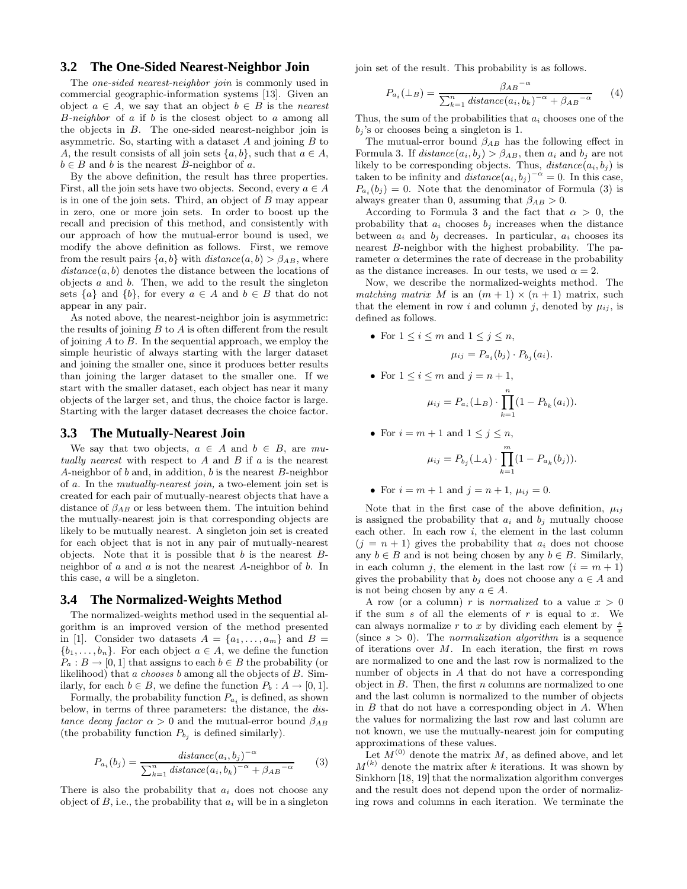### 3.2 The One-Sided Nearest-Neighbor Join

The *one-sided nearest-neighbor join* is commonly used in commercial geographic-information systems [13]. Given an object $a \in A$, we say that an object $b \in B$ is the *nearest B-neighbor* of $a$ if $b$ is the closest object to $a$ among all the objects in $B$. The one-sided nearest-neighbor join is asymmetric. So, starting with a dataset $A$ and joining $B$ to $A$, the result consists of all join sets $\{a, b\}$, such that $a \in A$, $b \in B$ and $b$ is the nearest $B$-neighbor of $a$.

By the above definition, the result has three properties. First, all the join sets have two objects. Second, every $a \in A$ is in one of the join sets. Third, an object of $B$ may appear in zero, one or more join sets. In order to boost up the recall and precision of this method, and consistently with our approach of how the mutual-error bound is used, we modify the above definition as follows. First, we remove from the result pairs $\{a, b\}$ with $distance(a, b) > \beta_{AB}$, where $distance(a, b)$ denotes the distance between the locations of objects $a$ and $b$. Then, we add to the result the singleton sets $\{a\}$ and $\{b\}$, for every $a \in A$ and $b \in B$ that do not appear in any pair.

As noted above, the nearest-neighbor join is asymmetric: the results of joining $B$ to $A$ is often different from the result of joining $A$ to $B$. In the sequential approach, we employ the simple heuristic of always starting with the larger dataset and joining the smaller one, since it produces better results than joining the larger dataset to the smaller one. If we start with the smaller dataset, each object has near it many objects of the larger set, and thus, the choice factor is large. Starting with the larger dataset decreases the choice factor.

### 3.3 The Mutually-Nearest Join

We say that two objects, $a \in A$ and $b \in B$, are *mutually nearest* with respect to $A$ and $B$ if $a$ is the nearest $A$-neighbor of $b$ and, in addition, $b$ is the nearest $B$-neighbor of $a$. In the *mutually-nearest join,* a two-element join set is created for each pair of mutually-nearest objects that have a distance of $\beta_{AB}$ or less between them. The intuition behind the mutually-nearest join is that corresponding objects are likely to be mutually nearest. A singleton join set is created for each object that is not in any pair of mutually-nearest objects. Note that it is possible that $b$ is the nearest $B$-neighbor of $a$ and $a$ is not the nearest $A$-neighbor of $b$. In this case, $a$ will be a singleton.

### 3.4 The Normalized-Weights Method

The normalized-weights method used in the sequential algorithm is an improved version of the method presented in [1]. Consider two datasets $A = \{a_1, \ldots, a_m\}$ and $B = \{b_1, \ldots, b_n\}$. For each object $a \in A$, we define the function $P_a : B \to [0, 1]$ that assigns to each $b \in B$ the probability (or likelihood) that *a chooses b* among all the objects of $B$. Similarly, for each $b \in B$, we define the function $P_b : A \to [0, 1]$.

Formally, the probability function $P_{a_i}$ is defined, as shown below, in terms of three parameters: the distance, the *distance decay factor* $\alpha > 0$ and the mutual-error bound $\beta_{AB}$ (the probability function $P_{b_j}$ is defined similarly).

$$P_{a_i}(b_j) = \frac{distance(a_i, b_j)^{-\alpha}}{\sum_{k=1}^{n} distance(a_i, b_k)^{-\alpha} + \beta_{AB}{}^{-\alpha}} \quad (3)$$

There is also the probability that $a_i$ does not choose any object of $B$, i.e., the probability that $a_i$ will be in a singleton join set of the result. This probability is as follows.

$$P_{a_i}(\bot_B) = \frac{\beta_{AB}{}^{-\alpha}}{\sum_{k=1}^{n} distance(a_i, b_k)^{-\alpha} + \beta_{AB}{}^{-\alpha}} \quad (4)$$

Thus, the sum of the probabilities that $a_i$ chooses one of the $b_j$'s or chooses being a singleton is 1.

The mutual-error bound $\beta_{AB}$ has the following effect in Formula 3. If $distance(a_i, b_j) > \beta_{AB}$, then $a_i$ and $b_j$ are not likely to be corresponding objects. Thus, $distance(a_i, b_j)$ is taken to be infinity and $distance(a_i, b_j)^{-\alpha} = 0$. In this case, $P_{a_i}(b_j) = 0$. Note that the denominator of Formula (3) is always greater than 0, assuming that $\beta_{AB} > 0$.

According to Formula 3 and the fact that $\alpha > 0$, the probability that $a_i$ chooses $b_j$ increases when the distance between $a_i$ and $b_j$ decreases. In particular, $a_i$ chooses its nearest $B$-neighbor with the highest probability. The parameter $\alpha$ determines the rate of decrease in the probability as the distance increases. In our tests, we used $\alpha = 2$.

Now, we describe the normalized-weights method. The *matching matrix* $M$ is an $(m + 1) \times (n + 1)$ matrix, such that the element in row $i$ and column $j$, denoted by $\mu_{ij}$, is defined as follows.

- For $1 \le i \le m$ and $1 \le j \le n$,
$$\mu_{ij} = P_{a_i}(b_j) \cdot P_{b_j}(a_i).$$
- For $1 \le i \le m$ and $j = n + 1$,
$$\mu_{ij} = P_{a_i}(\bot_B) \cdot \prod_{k=1}^{n}(1 - P_{b_k}(a_i)).$$
- For $i = m + 1$ and $1 \le j \le n$,
$$\mu_{ij} = P_{b_j}(\bot_A) \cdot \prod_{k=1}^{m}(1 - P_{a_k}(b_j)).$$
- For $i = m + 1$ and $j = n + 1$, $\mu_{ij} = 0$.

Note that in the first case of the above definition, $\mu_{ij}$ is assigned the probability that $a_i$ and $b_j$ mutually choose each other. In each row $i$, the element in the last column $(j = n + 1)$ gives the probability that $a_i$ does not choose any $b \in B$ and is not being chosen by any $b \in B$. Similarly, in each column $j$, the element in the last row $(i = m + 1)$ gives the probability that $b_j$ does not choose any $a \in A$ and is not being chosen by any $a \in A$.

A row (or a column) $r$ is *normalized* to a value $x > 0$ if the sum $s$ of all the elements of $r$ is equal to $x$. We can always normalize $r$ to $x$ by dividing each element by $\frac{s}{x}$ (since $s > 0$). The *normalization algorithm* is a sequence of iterations over $M$. In each iteration, the first $m$ rows are normalized to one and the last row is normalized to the number of objects in $A$ that do not have a corresponding object in $B$. Then, the first $n$ columns are normalized to one and the last column is normalized to the number of objects in $B$ that do not have a corresponding object in $A$. When the values for normalizing the last row and last column are not known, we use the mutually-nearest join for computing approximations of these values.

Let $M^{(0)}$ denote the matrix $M$, as defined above, and let $M^{(k)}$ denote the matrix after $k$ iterations. It was shown by Sinkhorn [18, 19] that the normalization algorithm converges and the result does not depend upon the order of normalizing rows and columns in each iteration. We terminate the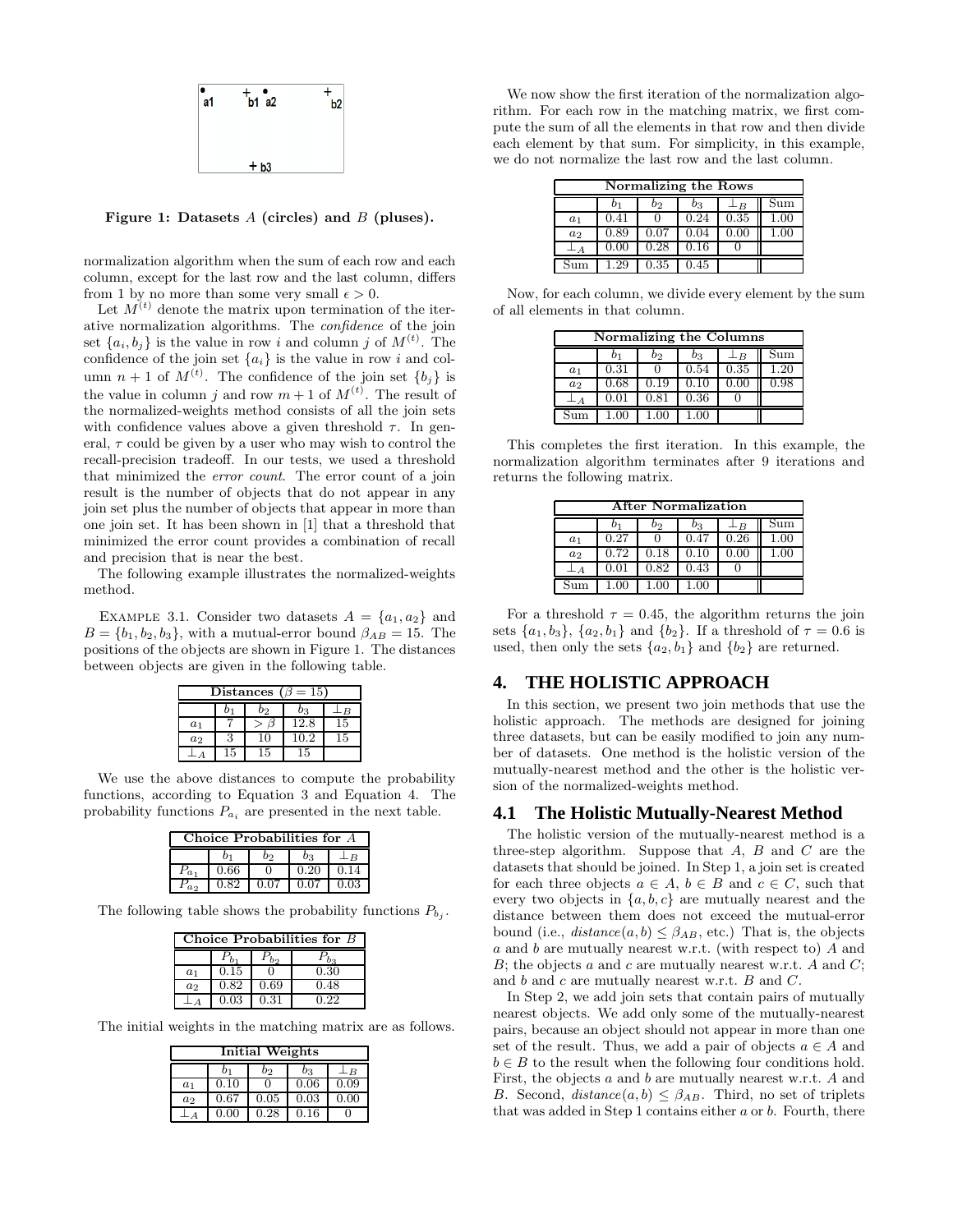Figure 1: Datasets $A$ (circles) and $B$ (pluses).

normalization algorithm when the sum of each row and each column, except for the last row and the last column, differs from 1 by no more than some very small $\epsilon > 0$.

Let $M^{(t)}$ denote the matrix upon termination of the iterative normalization algorithms. The *confidence* of the join set $\{a_i, b_j\}$ is the value in row $i$ and column $j$ of $M^{(t)}$. The confidence of the join set $\{a_i\}$ is the value in row $i$ and column $n+1$ of $M^{(t)}$. The confidence of the join set $\{b_j\}$ is the value in column $j$ and row $m+1$ of $M^{(t)}$. The result of the normalized-weights method consists of all the join sets with confidence values above a given threshold $\tau$. In general, $\tau$ could be given by a user who may wish to control the recall-precision tradeoff. In our tests, we used a threshold that minimized the *error count*. The error count of a join result is the number of objects that do not appear in any join set plus the number of objects that appear in more than one join set. It has been shown in [1] that a threshold that minimized the error count provides a combination of recall and precision that is near the best.

The following example illustrates the normalized-weights method.

EXAMPLE 3.1. Consider two datasets $A = \{a_1, a_2\}$ and $B = \{b_1, b_2, b_3\}$, with a mutual-error bound $\beta_{AB} = 15$. The positions of the objects are shown in Figure 1. The distances between objects are given in the following table.

| Distances ($\beta = 15$) | | | | |
|---|---|---|---|---|
| | $b_1$ | $b_2$ | $b_3$ | $\perp_B$ |
| $a_1$ | 7 | $> \beta$ | 12.8 | 15 |
| $a_2$ | 3 | 10 | 10.2 | 15 |
| $\perp_A$ | 15 | 15 | 15 | |

We use the above distances to compute the probability functions, according to Equation 3 and Equation 4. The probability functions $P_{a_i}$ are presented in the next table.

| Choice Probabilities for $A$ | | | | |
|---|---|---|---|---|
| | $b_1$ | $b_2$ | $b_3$ | $\perp_B$ |
| $P_{a_1}$ | 0.66 | 0 | 0.20 | 0.14 |
| $P_{a_2}$ | 0.82 | 0.07 | 0.07 | 0.03 |

The following table shows the probability functions $P_{b_j}$.

| Choice Probabilities for $B$ | | | |
|---|---|---|---|
| | $P_{b_1}$ | $P_{b_2}$ | $P_{b_3}$ |
| $a_1$ | 0.15 | 0 | 0.30 |
| $a_2$ | 0.82 | 0.69 | 0.48 |
| $\perp_A$ | 0.03 | 0.31 | 0.22 |

The initial weights in the matching matrix are as follows.

| Initial Weights | | | | |
|---|---|---|---|---|
| | $b_1$ | $b_2$ | $b_3$ | $\perp_B$ |
| $a_1$ | 0.10 | 0 | 0.06 | 0.09 |
| $a_2$ | 0.67 | 0.05 | 0.03 | 0.00 |
| $\perp_A$ | 0.00 | 0.28 | 0.16 | 0 |

We now show the first iteration of the normalization algorithm. For each row in the matching matrix, we first compute the sum of all the elements in that row and then divide each element by that sum. For simplicity, in this example, we do not normalize the last row and the last column.

| Normalizing the Rows | | | | | |
|---|---|---|---|---|---|
| | $b_1$ | $b_2$ | $b_3$ | $\perp_B$ | Sum |
| $a_1$ | 0.41 | 0 | 0.24 | 0.35 | 1.00 |
| $a_2$ | 0.89 | 0.07 | 0.04 | 0.00 | 1.00 |
| $\perp_A$ | 0.00 | 0.28 | 0.16 | 0 | |
| Sum | 1.29 | 0.35 | 0.45 | | |

Now, for each column, we divide every element by the sum of all elements in that column.

| Normalizing the Columns | | | | | |
|---|---|---|---|---|---|
| | $b_1$ | $b_2$ | $b_3$ | $\perp_B$ | Sum |
| $a_1$ | 0.31 | 0 | 0.54 | 0.35 | 1.20 |
| $a_2$ | 0.68 | 0.19 | 0.10 | 0.00 | 0.98 |
| $\perp_A$ | 0.01 | 0.81 | 0.36 | 0 | |
| Sum | 1.00 | 1.00 | 1.00 | | |

This completes the first iteration. In this example, the normalization algorithm terminates after 9 iterations and returns the following matrix.

| After Normalization | | | | | |
|---|---|---|---|---|---|
| | $b_1$ | $b_2$ | $b_3$ | $\perp_B$ | Sum |
| $a_1$ | 0.27 | 0 | 0.47 | 0.26 | 1.00 |
| $a_2$ | 0.72 | 0.18 | 0.10 | 0.00 | 1.00 |
| $\perp_A$ | 0.01 | 0.82 | 0.43 | 0 | |
| Sum | 1.00 | 1.00 | 1.00 | | |

For a threshold $\tau = 0.45$, the algorithm returns the join sets $\{a_1, b_3\}$, $\{a_2, b_1\}$ and $\{b_2\}$. If a threshold of $\tau = 0.6$ is used, then only the sets $\{a_2, b_1\}$ and $\{b_2\}$ are returned.

## 4. THE HOLISTIC APPROACH

In this section, we present two join methods that use the holistic approach. The methods are designed for joining three datasets, but can be easily modified to join any number of datasets. One method is the holistic version of the mutually-nearest method and the other is the holistic version of the normalized-weights method.

### 4.1 The Holistic Mutually-Nearest Method

The holistic version of the mutually-nearest method is a three-step algorithm. Suppose that $A$, $B$ and $C$ are the datasets that should be joined. In Step 1, a join set is created for each three objects $a \in A$, $b \in B$ and $c \in C$, such that every two objects in $\{a, b, c\}$ are mutually nearest and the distance between them does not exceed the mutual-error bound (i.e., $distance(a, b) \leq \beta_{AB}$, etc.) That is, the objects $a$ and $b$ are mutually nearest w.r.t. (with respect to) $A$ and $B$; the objects $a$ and $c$ are mutually nearest w.r.t. $A$ and $C$; and $b$ and $c$ are mutually nearest w.r.t. $B$ and $C$.

In Step 2, we add join sets that contain pairs of mutually nearest objects. We add only some of the mutually-nearest pairs, because an object should not appear in more than one set of the result. Thus, we add a pair of objects $a \in A$ and $b \in B$ to the result when the following four conditions hold. First, the objects $a$ and $b$ are mutually nearest w.r.t. $A$ and $B$. Second, $distance(a, b) \leq \beta_{AB}$. Third, no set of triplets that was added in Step 1 contains either $a$ or $b$. Fourth, there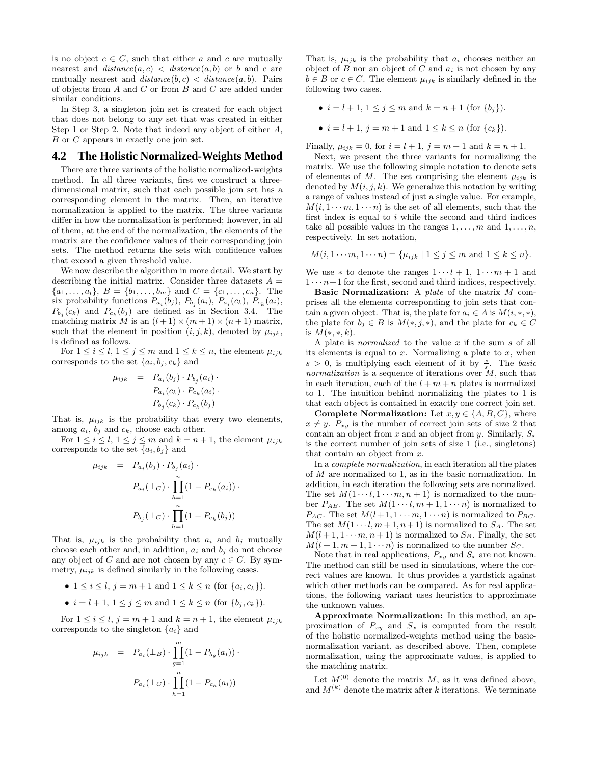is no object $c \in C$, such that either $a$ and $c$ are mutually nearest and $distance(a, c) < distance(a, b)$ or $b$ and $c$ are mutually nearest and $distance(b, c) < distance(a, b)$. Pairs of objects from $A$ and $C$ or from $B$ and $C$ are added under similar conditions.

In Step 3, a singleton join set is created for each object that does not belong to any set that was created in either Step 1 or Step 2. Note that indeed any object of either $A$, $B$ or $C$ appears in exactly one join set.

## 4.2 The Holistic Normalized-Weights Method

There are three variants of the holistic normalized-weights method. In all three variants, first we construct a three-dimensional matrix, such that each possible join set has a corresponding element in the matrix. Then, an iterative normalization is applied to the matrix. The three variants differ in how the normalization is performed; however, in all of them, at the end of the normalization, the elements of the matrix are the confidence values of their corresponding join sets. The method returns the sets with confidence values that exceed a given threshold value.

We now describe the algorithm in more detail. We start by describing the initial matrix. Consider three datasets $A = \{a_1, \ldots, a_l\}$, $B = \{b_1, \ldots, b_m\}$ and $C = \{c_1, \ldots, c_n\}$. The six probability functions $P_{a_i}(b_j)$, $P_{b_j}(a_i)$, $P_{a_i}(c_k)$, $P_{c_k}(a_i)$, $P_{b_j}(c_k)$ and $P_{c_k}(b_j)$ are defined as in Section 3.4. The matching matrix $M$ is an $(l+1) \times (m+1) \times (n+1)$ matrix, such that the element in position $(i, j, k)$, denoted by $\mu_{ijk}$, is defined as follows.

For $1 \le i \le l$, $1 \le j \le m$ and $1 \le k \le n$, the element $\mu_{ijk}$ corresponds to the set $\{a_i, b_j, c_k\}$ and

$$\begin{aligned} \mu_{ijk} &= P_{a_i}(b_j) \cdot P_{b_j}(a_i) \cdot \\ &\quad\; P_{a_i}(c_k) \cdot P_{c_k}(a_i) \cdot \\ &\quad\; P_{b_j}(c_k) \cdot P_{c_k}(b_j) \end{aligned}$$

That is, $\mu_{ijk}$ is the probability that every two elements, among $a_i$, $b_j$ and $c_k$, choose each other.

For $1 \le i \le l$, $1 \le j \le m$ and $k = n+1$, the element $\mu_{ijk}$ corresponds to the set $\{a_i, b_j\}$ and

$$\begin{aligned} \mu_{ijk} &= P_{a_i}(b_j) \cdot P_{b_j}(a_i) \cdot \\ &\quad\; P_{a_i}(\perp_C) \cdot \prod_{h=1}^{n}(1 - P_{c_h}(a_i)) \cdot \\ &\quad\; P_{b_j}(\perp_C) \cdot \prod_{h=1}^{n}(1 - P_{c_h}(b_j)) \end{aligned}$$

That is, $\mu_{ijk}$ is the probability that $a_i$ and $b_j$ mutually choose each other and, in addition, $a_i$ and $b_j$ do not choose any object of $C$ and are not chosen by any $c \in C$. By symmetry, $\mu_{ijk}$ is defined similarly in the following cases.

- $1 \le i \le l$, $j = m+1$ and $1 \le k \le n$ (for $\{a_i, c_k\}$).
- $i = l+1$, $1 \le j \le m$ and $1 \le k \le n$ (for $\{b_j, c_k\}$).

For $1 \le i \le l$, $j = m+1$ and $k = n+1$, the element $\mu_{ijk}$ corresponds to the singleton $\{a_i\}$ and

$$\begin{aligned} \mu_{ijk} &= P_{a_i}(\perp_B) \cdot \prod_{g=1}^{m}(1 - P_{b_g}(a_i)) \cdot \\ &\quad\; P_{a_i}(\perp_C) \cdot \prod_{h=1}^{n}(1 - P_{c_h}(a_i)) \end{aligned}$$

That is, $\mu_{ijk}$ is the probability that $a_i$ chooses neither an object of $B$ nor an object of $C$ and $a_i$ is not chosen by any $b \in B$ or $c \in C$. The element $\mu_{ijk}$ is similarly defined in the following two cases.

- $i = l+1$, $1 \le j \le m$ and $k = n+1$ (for $\{b_j\}$).
- $i = l+1$, $j = m+1$ and $1 \le k \le n$ (for $\{c_k\}$).

Finally, $\mu_{ijk} = 0$, for $i = l+1$, $j = m+1$ and $k = n+1$.

Next, we present the three variants for normalizing the matrix. We use the following simple notation to denote sets of elements of $M$. The set comprising the element $\mu_{ijk}$ is denoted by $M(i, j, k)$. We generalize this notation by writing a range of values instead of just a single value. For example, $M(i, 1 \cdots m, 1 \cdots n)$ is the set of all elements, such that the first index is equal to $i$ while the second and third indices take all possible values in the ranges $1, \ldots, m$ and $1, \ldots, n$, respectively. In set notation,

$$M(i, 1 \cdots m, 1 \cdots n) = \{\mu_{ijk} \mid 1 \le j \le m \text{ and } 1 \le k \le n\}.$$

We use $*$ to denote the ranges $1 \cdots l+1$, $1 \cdots m+1$ and $1 \cdots n+1$ for the first, second and third indices, respectively.

**Basic Normalization:** A *plate* of the matrix $M$ comprises all the elements corresponding to join sets that contain a given object. That is, the plate for $a_i \in A$ is $M(i, *, *)$, the plate for $b_j \in B$ is $M(*, j, *)$, and the plate for $c_k \in C$ is $M(*, *, k)$.

A plate is *normalized* to the value $x$ if the sum $s$ of all its elements is equal to $x$. Normalizing a plate to $x$, when $s > 0$, is multiplying each element of it by $\frac{x}{s}$. The *basic normalization* is a sequence of iterations over $M$, such that in each iteration, each of the $l + m + n$ plates is normalized to 1. The intuition behind normalizing the plates to 1 is that each object is contained in exactly one correct join set.

**Complete Normalization:** Let $x, y \in \{A, B, C\}$, where $x \ne y$. $P_{xy}$ is the number of correct join sets of size 2 that contain an object from $x$ and an object from $y$. Similarly, $S_x$ is the correct number of join sets of size 1 (i.e., singletons) that contain an object from $x$.

In a *complete normalization*, in each iteration all the plates of $M$ are normalized to 1, as in the basic normalization. In addition, in each iteration the following sets are normalized. The set $M(1 \cdots l, 1 \cdots m, n+1)$ is normalized to the number $P_{AB}$. The set $M(1 \cdots l, m+1, 1 \cdots n)$ is normalized to $P_{AC}$. The set $M(l+1, 1 \cdots m, 1 \cdots n)$ is normalized to $P_{BC}$. The set $M(1 \cdots l, m+1, n+1)$ is normalized to $S_A$. The set $M(l+1, 1 \cdots m, n+1)$ is normalized to $S_B$. Finally, the set $M(l+1, m+1, 1 \cdots n)$ is normalized to the number $S_C$.

Note that in real applications, $P_{xy}$ and $S_x$ are not known. The method can still be used in simulations, where the correct values are known. It thus provides a yardstick against which other methods can be compared. As for real applications, the following variant uses heuristics to approximate the unknown values.

**Approximate Normalization:** In this method, an approximation of $P_{xy}$ and $S_x$ is computed from the result of the holistic normalized-weights method using the basic-normalization variant, as described above. Then, complete normalization, using the approximate values, is applied to the matching matrix.

Let $M^{(0)}$ denote the matrix $M$, as it was defined above, and $M^{(k)}$ denote the matrix after $k$ iterations. We terminate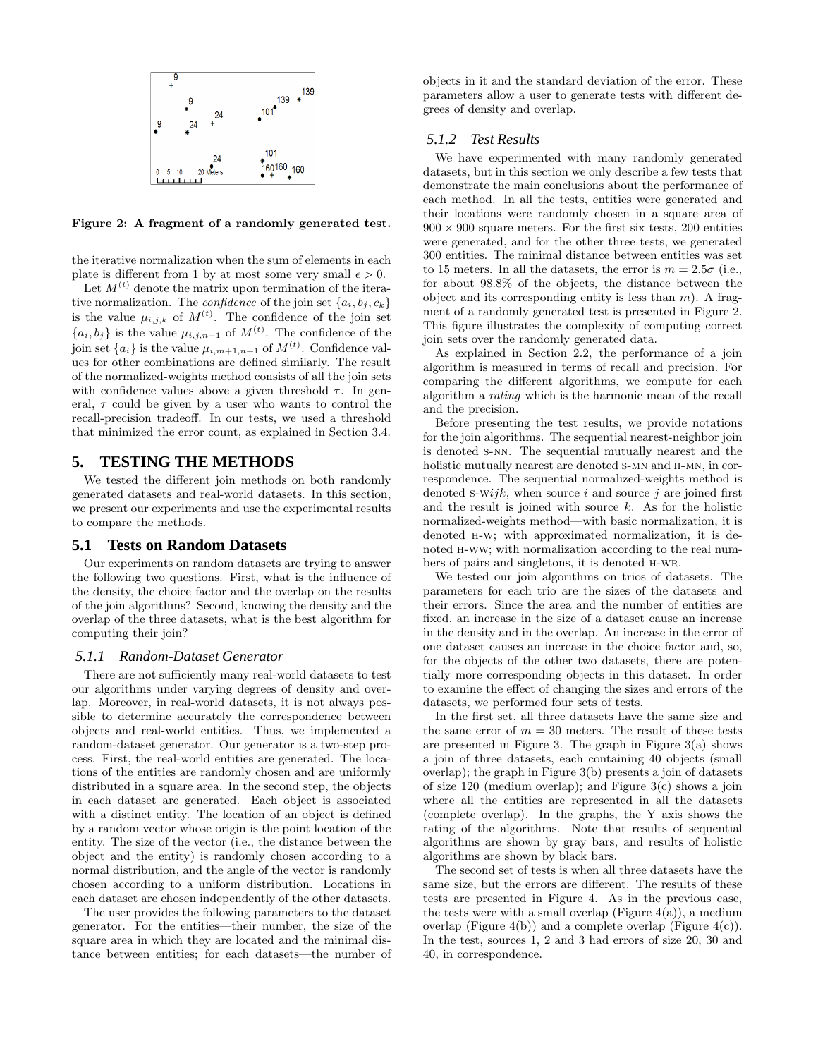Figure 2: A fragment of a randomly generated test.

the iterative normalization when the sum of elements in each plate is different from 1 by at most some very small $\epsilon > 0$.

Let $M^{(t)}$ denote the matrix upon termination of the iterative normalization. The *confidence* of the join set $\{a_i, b_j, c_k\}$ is the value $\mu_{i,j,k}$ of $M^{(t)}$. The confidence of the join set $\{a_i, b_j\}$ is the value $\mu_{i,j,n+1}$ of $M^{(t)}$. The confidence of the join set $\{a_i\}$ is the value $\mu_{i,m+1,n+1}$ of $M^{(t)}$. Confidence values for other combinations are defined similarly. The result of the normalized-weights method consists of all the join sets with confidence values above a given threshold $\tau$. In general, $\tau$ could be given by a user who wants to control the recall-precision tradeoff. In our tests, we used a threshold that minimized the error count, as explained in Section 3.4.

# 5. TESTING THE METHODS

We tested the different join methods on both randomly generated datasets and real-world datasets. In this section, we present our experiments and use the experimental results to compare the methods.

## 5.1 Tests on Random Datasets

Our experiments on random datasets are trying to answer the following two questions. First, what is the influence of the density, the choice factor and the overlap on the results of the join algorithms? Second, knowing the density and the overlap of the three datasets, what is the best algorithm for computing their join?

### 5.1.1 Random-Dataset Generator

There are not sufficiently many real-world datasets to test our algorithms under varying degrees of density and overlap. Moreover, in real-world datasets, it is not always possible to determine accurately the correspondence between objects and real-world entities. Thus, we implemented a random-dataset generator. Our generator is a two-step process. First, the real-world entities are generated. The locations of the entities are randomly chosen and are uniformly distributed in a square area. In the second step, the objects in each dataset are generated. Each object is associated with a distinct entity. The location of an object is defined by a random vector whose origin is the point location of the entity. The size of the vector (i.e., the distance between the object and the entity) is randomly chosen according to a normal distribution, and the angle of the vector is randomly chosen according to a uniform distribution. Locations in each dataset are chosen independently of the other datasets.

The user provides the following parameters to the dataset generator. For the entities—their number, the size of the square area in which they are located and the minimal distance between entities; for each datasets—the number of objects in it and the standard deviation of the error. These parameters allow a user to generate tests with different degrees of density and overlap.

### 5.1.2 Test Results

We have experimented with many randomly generated datasets, but in this section we only describe a few tests that demonstrate the main conclusions about the performance of each method. In all the tests, entities were generated and their locations were randomly chosen in a square area of $900 \times 900$ square meters. For the first six tests, 200 entities were generated, and for the other three tests, we generated 300 entities. The minimal distance between entities was set to 15 meters. In all the datasets, the error is $m = 2.5\sigma$ (i.e., for about 98.8% of the objects, the distance between the object and its corresponding entity is less than $m$). A fragment of a randomly generated test is presented in Figure 2. This figure illustrates the complexity of computing correct join sets over the randomly generated data.

As explained in Section 2.2, the performance of a join algorithm is measured in terms of recall and precision. For comparing the different algorithms, we compute for each algorithm a *rating* which is the harmonic mean of the recall and the precision.

Before presenting the test results, we provide notations for the join algorithms. The sequential nearest-neighbor join is denoted S-NN. The sequential mutually nearest and the holistic mutually nearest are denoted S-MN and H-MN, in correspondence. The sequential normalized-weights method is denoted S-W$ijk$, when source $i$ and source $j$ are joined first and the result is joined with source $k$. As for the holistic normalized-weights method—with basic normalization, it is denoted H-W; with approximated normalization, it is denoted H-WW; with normalization according to the real numbers of pairs and singletons, it is denoted H-WR.

We tested our join algorithms on trios of datasets. The parameters for each trio are the sizes of the datasets and their errors. Since the area and the number of entities are fixed, an increase in the size of a dataset cause an increase in the density and in the overlap. An increase in the error of one dataset causes an increase in the choice factor and, so, for the objects of the other two datasets, there are potentially more corresponding objects in this dataset. In order to examine the effect of changing the sizes and errors of the datasets, we performed four sets of tests.

In the first set, all three datasets have the same size and the same error of $m = 30$ meters. The result of these tests are presented in Figure 3. The graph in Figure 3(a) shows a join of three datasets, each containing 40 objects (small overlap); the graph in Figure 3(b) presents a join of datasets of size 120 (medium overlap); and Figure 3(c) shows a join where all the entities are represented in all the datasets (complete overlap). In the graphs, the Y axis shows the rating of the algorithms. Note that results of sequential algorithms are shown by gray bars, and results of holistic algorithms are shown by black bars.

The second set of tests is when all three datasets have the same size, but the errors are different. The results of these tests are presented in Figure 4. As in the previous case, the tests were with a small overlap (Figure 4(a)), a medium overlap (Figure 4(b)) and a complete overlap (Figure 4(c)). In the test, sources 1, 2 and 3 had errors of size 20, 30 and 40, in correspondence.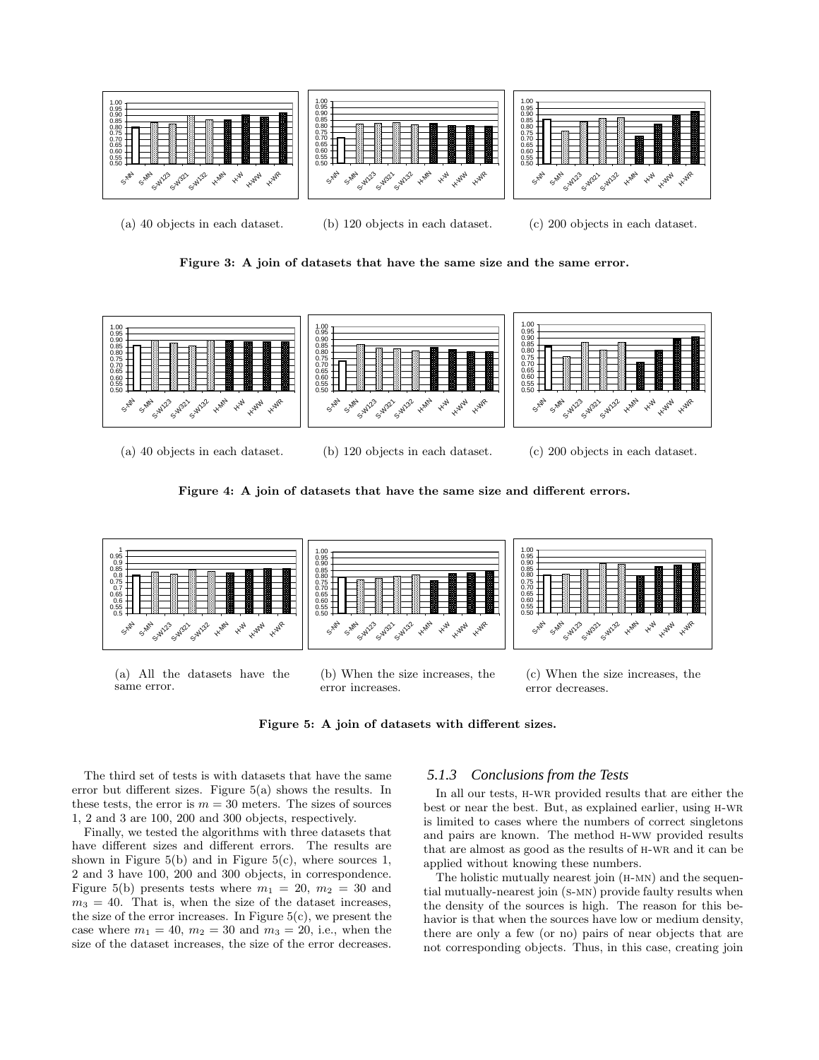(a) 40 objects in each dataset.

(b) 120 objects in each dataset.

(c) 200 objects in each dataset.

**Figure 3: A join of datasets that have the same size and the same error.**

(a) 40 objects in each dataset.

(b) 120 objects in each dataset.

(c) 200 objects in each dataset.

**Figure 4: A join of datasets that have the same size and different errors.**

(a) All the datasets have the same error.

(b) When the size increases, the error increases.

(c) When the size increases, the error decreases.

**Figure 5: A join of datasets with different sizes.**

The third set of tests is with datasets that have the same error but different sizes. Figure 5(a) shows the results. In these tests, the error is $m = 30$ meters. The sizes of sources 1, 2 and 3 are 100, 200 and 300 objects, respectively.

Finally, we tested the algorithms with three datasets that have different sizes and different errors. The results are shown in Figure 5(b) and in Figure 5(c), where sources 1, 2 and 3 have 100, 200 and 300 objects, in correspondence. Figure 5(b) presents tests where $m_1 = 20$, $m_2 = 30$ and $m_3 = 40$. That is, when the size of the dataset increases, the size of the error increases. In Figure 5(c), we present the case where $m_1 = 40$, $m_2 = 30$ and $m_3 = 20$, i.e., when the size of the dataset increases, the size of the error decreases.

### *5.1.3 Conclusions from the Tests*

In all our tests, H-WR provided results that are either the best or near the best. But, as explained earlier, using H-WR is limited to cases where the numbers of correct singletons and pairs are known. The method H-WW provided results that are almost as good as the results of H-WR and it can be applied without knowing these numbers.

The holistic mutually nearest join (H-MN) and the sequential mutually-nearest join (S-MN) provide faulty results when the density of the sources is high. The reason for this behavior is that when the sources have low or medium density, there are only a few (or no) pairs of near objects that are not corresponding objects. Thus, in this case, creating join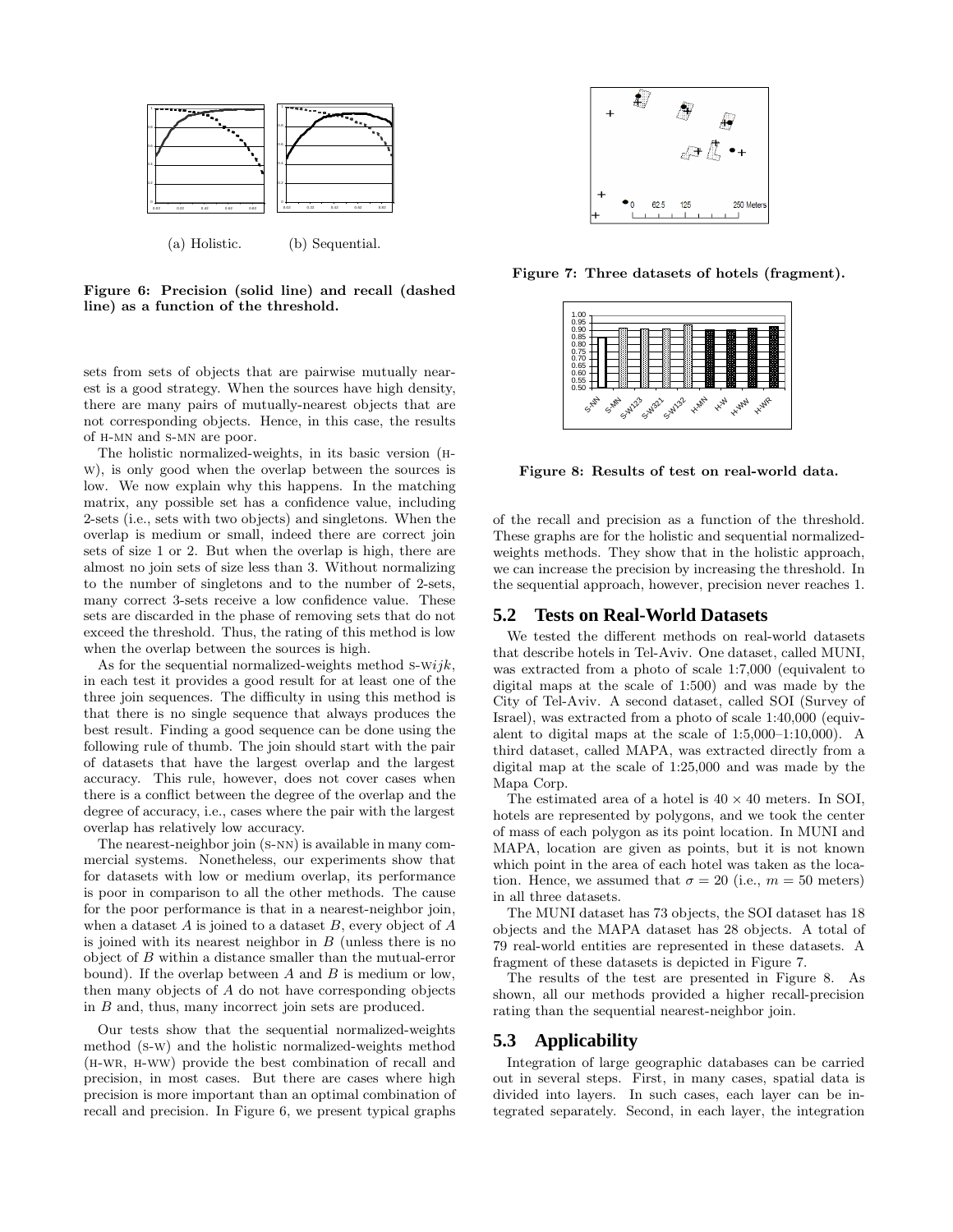(a) Holistic. (b) Sequential.

**Figure 6: Precision (solid line) and recall (dashed line) as a function of the threshold.**

sets from sets of objects that are pairwise mutually nearest is a good strategy. When the sources have high density, there are many pairs of mutually-nearest objects that are not corresponding objects. Hence, in this case, the results of H-MN and S-MN are poor.

The holistic normalized-weights, in its basic version (H-W), is only good when the overlap between the sources is low. We now explain why this happens. In the matching matrix, any possible set has a confidence value, including 2-sets (i.e., sets with two objects) and singletons. When the overlap is medium or small, indeed there are correct join sets of size 1 or 2. But when the overlap is high, there are almost no join sets of size less than 3. Without normalizing to the number of singletons and to the number of 2-sets, many correct 3-sets receive a low confidence value. These sets are discarded in the phase of removing sets that do not exceed the threshold. Thus, the rating of this method is low when the overlap between the sources is high.

As for the sequential normalized-weights method S-W$ijk$, in each test it provides a good result for at least one of the three join sequences. The difficulty in using this method is that there is no single sequence that always produces the best result. Finding a good sequence can be done using the following rule of thumb. The join should start with the pair of datasets that have the largest overlap and the largest accuracy. This rule, however, does not cover cases when there is a conflict between the degree of the overlap and the degree of accuracy, i.e., cases where the pair with the largest overlap has relatively low accuracy.

The nearest-neighbor join (S-NN) is available in many commercial systems. Nonetheless, our experiments show that for datasets with low or medium overlap, its performance is poor in comparison to all the other methods. The cause for the poor performance is that in a nearest-neighbor join, when a dataset $A$ is joined to a dataset $B$, every object of $A$ is joined with its nearest neighbor in $B$ (unless there is no object of $B$ within a distance smaller than the mutual-error bound). If the overlap between $A$ and $B$ is medium or low, then many objects of $A$ do not have corresponding objects in $B$ and, thus, many incorrect join sets are produced.

Our tests show that the sequential normalized-weights method (S-W) and the holistic normalized-weights method (H-WR, H-WW) provide the best combination of recall and precision, in most cases. But there are cases where high precision is more important than an optimal combination of recall and precision. In Figure 6, we present typical graphs of the recall and precision as a function of the threshold. These graphs are for the holistic and sequential normalized-weights methods. They show that in the holistic approach, we can increase the precision by increasing the threshold. In the sequential approach, however, precision never reaches 1.

**Figure 7: Three datasets of hotels (fragment).**

**Figure 8: Results of test on real-world data.**

## 5.2 Tests on Real-World Datasets

We tested the different methods on real-world datasets that describe hotels in Tel-Aviv. One dataset, called MUNI, was extracted from a photo of scale 1:7,000 (equivalent to digital maps at the scale of 1:500) and was made by the City of Tel-Aviv. A second dataset, called SOI (Survey of Israel), was extracted from a photo of scale 1:40,000 (equivalent to digital maps at the scale of 1:5,000–1:10,000). A third dataset, called MAPA, was extracted directly from a digital map at the scale of 1:25,000 and was made by the Mapa Corp.

The estimated area of a hotel is $40 \times 40$ meters. In SOI, hotels are represented by polygons, and we took the center of mass of each polygon as its point location. In MUNI and MAPA, location are given as points, but it is not known which point in the area of each hotel was taken as the location. Hence, we assumed that $\sigma = 20$ (i.e., $m = 50$ meters) in all three datasets.

The MUNI dataset has 73 objects, the SOI dataset has 18 objects and the MAPA dataset has 28 objects. A total of 79 real-world entities are represented in these datasets. A fragment of these datasets is depicted in Figure 7.

The results of the test are presented in Figure 8. As shown, all our methods provided a higher recall-precision rating than the sequential nearest-neighbor join.

## 5.3 Applicability

Integration of large geographic databases can be carried out in several steps. First, in many cases, spatial data is divided into layers. In such cases, each layer can be integrated separately. Second, in each layer, the integration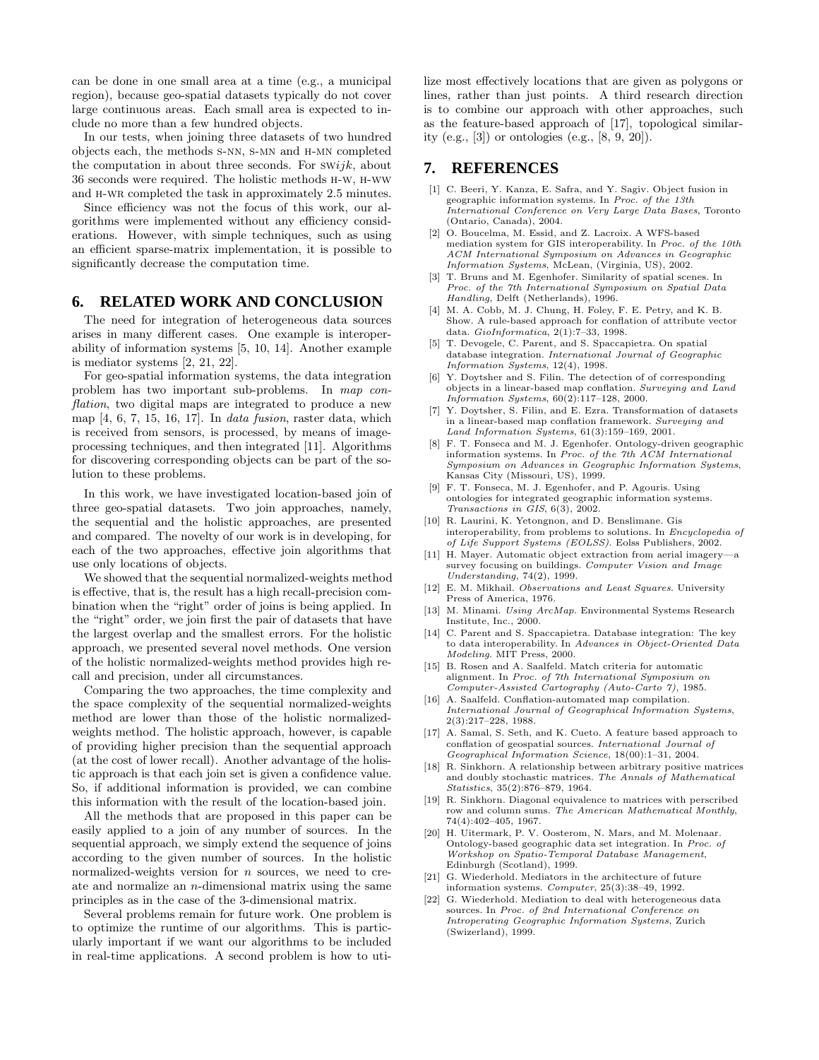can be done in one small area at a time (e.g., a municipal region), because geo-spatial datasets typically do not cover large continuous areas. Each small area is expected to include no more than a few hundred objects.

In our tests, when joining three datasets of two hundred objects each, the methods S-NN, S-MN and H-MN completed the computation in about three seconds. For SW*ijk*, about 36 seconds were required. The holistic methods H-W, H-WW and H-WR completed the task in approximately 2.5 minutes.

Since efficiency was not the focus of this work, our algorithms were implemented without any efficiency considerations. However, with simple techniques, such as using an efficient sparse-matrix implementation, it is possible to significantly decrease the computation time.

## 6. RELATED WORK AND CONCLUSION

The need for integration of heterogeneous data sources arises in many different cases. One example is interoperability of information systems [5, 10, 14]. Another example is mediator systems [2, 21, 22].

For geo-spatial information systems, the data integration problem has two important sub-problems. In *map conflation*, two digital maps are integrated to produce a new map [4, 6, 7, 15, 16, 17]. In *data fusion*, raster data, which is received from sensors, is processed, by means of image-processing techniques, and then integrated [11]. Algorithms for discovering corresponding objects can be part of the solution to these problems.

In this work, we have investigated location-based join of three geo-spatial datasets. Two join approaches, namely, the sequential and the holistic approaches, are presented and compared. The novelty of our work is in developing, for each of the two approaches, effective join algorithms that use only locations of objects.

We showed that the sequential normalized-weights method is effective, that is, the result has a high recall-precision combination when the "right" order of joins is being applied. In the "right" order, we join first the pair of datasets that have the largest overlap and the smallest errors. For the holistic approach, we presented several novel methods. One version of the holistic normalized-weights method provides high recall and precision, under all circumstances.

Comparing the two approaches, the time complexity and the space complexity of the sequential normalized-weights method are lower than those of the holistic normalized-weights method. The holistic approach, however, is capable of providing higher precision than the sequential approach (at the cost of lower recall). Another advantage of the holistic approach is that each join set is given a confidence value. So, if additional information is provided, we can combine this information with the result of the location-based join.

All the methods that are proposed in this paper can be easily applied to a join of any number of sources. In the sequential approach, we simply extend the sequence of joins according to the given number of sources. In the holistic normalized-weights version for $n$ sources, we need to create and normalize an $n$-dimensional matrix using the same principles as in the case of the 3-dimensional matrix.

Several problems remain for future work. One problem is to optimize the runtime of our algorithms. This is particularly important if we want our algorithms to be included in real-time applications. A second problem is how to utilize most effectively locations that are given as polygons or lines, rather than just points. A third research direction is to combine our approach with other approaches, such as the feature-based approach of [17], topological similarity (e.g., [3]) or ontologies (e.g., [8, 9, 20]).

## 7. REFERENCES

[1] C. Beeri, Y. Kanza, E. Safra, and Y. Sagiv. Object fusion in geographic information systems. In *Proc. of the 13th International Conference on Very Large Data Bases*, Toronto (Ontario, Canada), 2004.

[2] O. Boucelma, M. Essid, and Z. Lacroix. A WFS-based mediation system for GIS interoperability. In *Proc. of the 10th ACM International Symposium on Advances in Geographic Information Systems*, McLean, (Virginia, US), 2002.

[3] T. Bruns and M. Egenhofer. Similarity of spatial scenes. In *Proc. of the 7th International Symposium on Spatial Data Handling*, Delft (Netherlands), 1996.

[4] M. A. Cobb, M. J. Chung, H. Foley, F. E. Petry, and K. B. Show. A rule-based approach for conflation of attribute vector data. *GioInformatica*, 2(1):7–33, 1998.

[5] T. Devogele, C. Parent, and S. Spaccapietra. On spatial database integration. *International Journal of Geographic Information Systems*, 12(4), 1998.

[6] Y. Doytsher and S. Filin. The detection of of corresponding objects in a linear-based map conflation. *Surveying and Land Information Systems*, 60(2):117–128, 2000.

[7] Y. Doytsher, S. Filin, and E. Ezra. Transformation of datasets in a linear-based map conflation framework. *Surveying and Land Information Systems*, 61(3):159–169, 2001.

[8] F. T. Fonseca and M. J. Egenhofer. Ontology-driven geographic information systems. In *Proc. of the 7th ACM International Symposium on Advances in Geographic Information Systems*, Kansas City (Missouri, US), 1999.

[9] F. T. Fonseca, M. J. Egenhofer, and P. Agouris. Using ontologies for integrated geographic information systems. *Transactions in GIS*, 6(3), 2002.

[10] R. Laurini, K. Yetongnon, and D. Benslimane. Gis interoperability, from problems to solutions. In *Encyclopedia of of Life Support Systems (EOLSS)*. Eolss Publishers, 2002.

[11] H. Mayer. Automatic object extraction from aerial imagery—a survey focusing on buildings. *Computer Vision and Image Understanding*, 74(2), 1999.

[12] E. M. Mikhail. *Observations and Least Squares*. University Press of America, 1976.

[13] M. Minami. *Using ArcMap*. Environmental Systems Research Institute, Inc., 2000.

[14] C. Parent and S. Spaccapietra. Database integration: The key to data interoperability. In *Advances in Object-Oriented Data Modeling*. MIT Press, 2000.

[15] B. Rosen and A. Saalfeld. Match criteria for automatic alignment. In *Proc. of 7th International Symposium on Computer-Assisted Cartography (Auto-Carto 7)*, 1985.

[16] A. Saalfeld. Conflation-automated map compilation. *International Journal of Geographical Information Systems*, 2(3):217–228, 1988.

[17] A. Samal, S. Seth, and K. Cueto. A feature based approach to conflation of geospatial sources. *International Journal of Geographical Information Science*, 18(00):1–31, 2004.

[18] R. Sinkhorn. A relationship between arbitrary positive matrices and doubly stochastic matrices. *The Annals of Mathematical Statistics*, 35(2):876–879, 1964.

[19] R. Sinkhorn. Diagonal equivalence to matrices with perscribed row and column sums. *The American Mathematical Monthly*, 74(4):402–405, 1967.

[20] H. Uitermark, P. V. Oosterom, N. Mars, and M. Molenaar. Ontology-based geographic data set integration. In *Proc. of Workshop on Spatio-Temporal Database Management*, Edinburgh (Scotland), 1999.

[21] G. Wiederhold. Mediators in the architecture of future information systems. *Computer*, 25(3):38–49, 1992.

[22] G. Wiederhold. Mediation to deal with heterogeneous data sources. In *Proc. of 2nd International Conference on Introperating Geographic Information Systems*, Zurich (Swizerland), 1999.